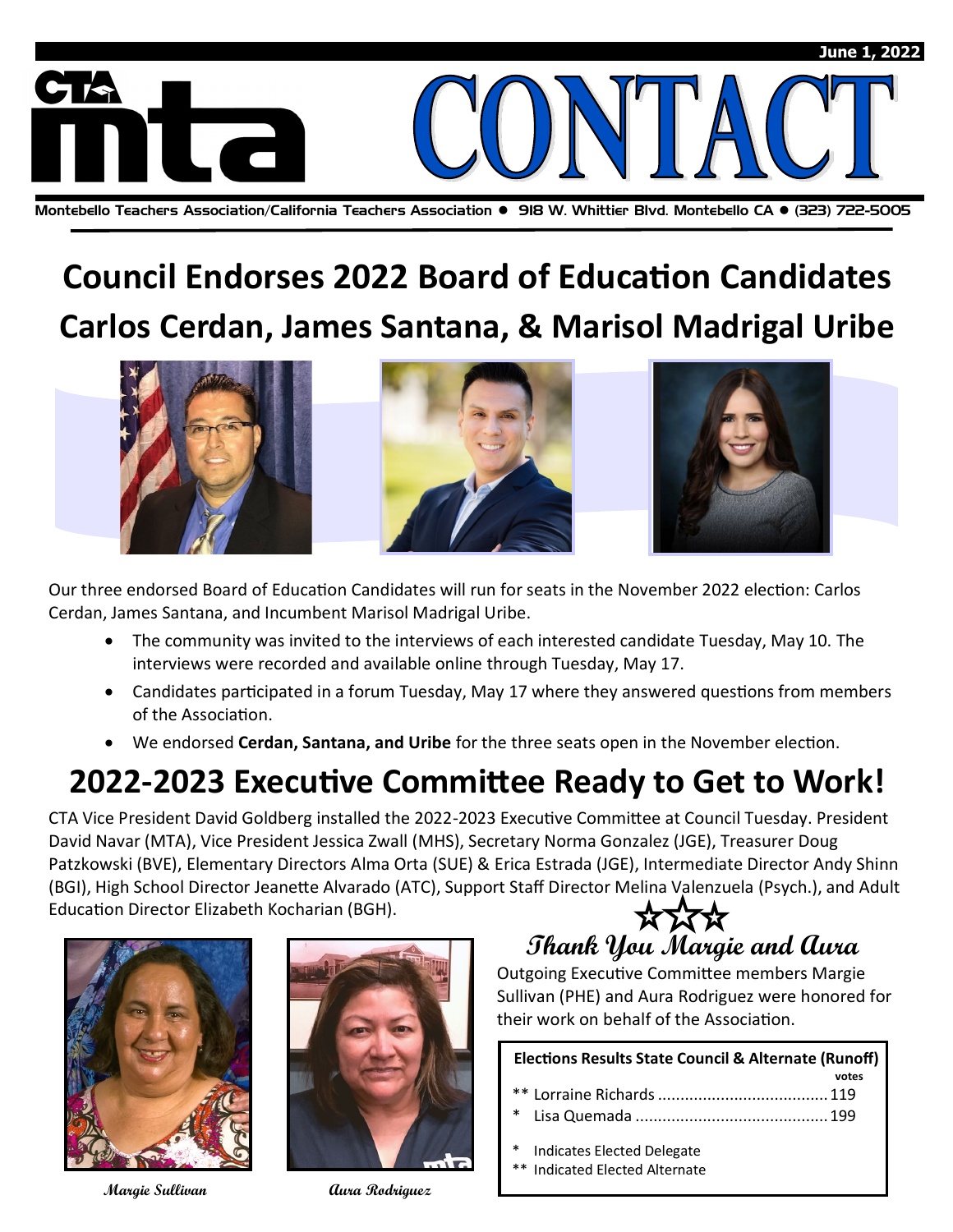June 1, 2022

# CONTACT

Montebello Teachers Association/California Teachers Association • 918 W. Whittier Blvd. Montebello CA • (323) 722-5005

## Council Endorses 2022 Board of Education Candidates Carlos Cerdan, James Santana, & Marisol Madrigal Uribe

Our three endorsed Board of Education Candidates will run for seats in the November 2022 election: Carlos Cerdan, James Santana, and Incumbent Marisol Madrigal Uribe.

- The community was invited to the interviews of each interested candidate Tuesday, May 10. The interviews were recorded and available online through Tuesday, May 17.
- Candidates participated in a forum Tuesday, May 17 where they answered questions from members of the Association.
- We endorsed **Cerdan, Santana, and Uribe** for the three seats open in the November election.

## 2022-2023 Executive Committee Ready to Get to Work!

CTA Vice President David Goldberg installed the 2022-2023 Executive Committee at Council Tuesday. President David Navar (MTA), Vice President Jessica Zwall (MHS), Secretary Norma Gonzalez (JGE), Treasurer Doug Patzkowski (BVE), Elementary Directors Alma Orta (SUE) & Erica Estrada (JGE), Intermediate Director Andy Shinn (BGI), High School Director Jeanette Alvarado (ATC), Support Staff Director Melina Valenzuela (Psych.), and Adult Education Director Elizabeth Kocharian (BGH).

Margie Sullivan

Aura Rodriguez

### Thank You Margie and Aura

Outgoing Executive Committee members Margie Sullivan (PHE) and Aura Rodriguez were honored for their work on behalf of the Association.

**Elections Results State Council & Alternate (Runoff)**

| | votes |
|---|---|
| ** Lorraine Richards | 119 |
| * Lisa Quemada | 199 |

\* Indicates Elected Delegate

** Indicated Elected Alternate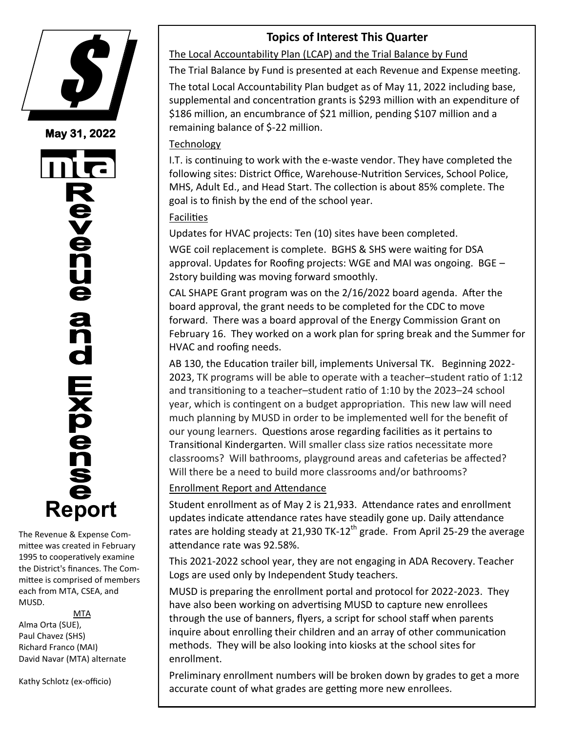May 31, 2022

# mta Revenue and Expense Report

The Revenue & Expense Committee was created in February 1995 to cooperatively examine the District's finances. The Committee is comprised of members each from MTA, CSEA, and MUSD.

MTA

Alma Orta (SUE),
Paul Chavez (SHS)
Richard Franco (MAI)
David Navar (MTA) alternate

Kathy Schlotz (ex-officio)

## Topics of Interest This Quarter

### The Local Accountability Plan (LCAP) and the Trial Balance by Fund

The Trial Balance by Fund is presented at each Revenue and Expense meeting.

The total Local Accountability Plan budget as of May 11, 2022 including base, supplemental and concentration grants is $293 million with an expenditure of $186 million, an encumbrance of $21 million, pending $107 million and a remaining balance of $-22 million.

### Technology

I.T. is continuing to work with the e-waste vendor. They have completed the following sites: District Office, Warehouse-Nutrition Services, School Police, MHS, Adult Ed., and Head Start. The collection is about 85% complete. The goal is to finish by the end of the school year.

### Facilities

Updates for HVAC projects: Ten (10) sites have been completed.

WGE coil replacement is complete. BGHS & SHS were waiting for DSA approval. Updates for Roofing projects: WGE and MAI was ongoing. BGE – 2story building was moving forward smoothly.

CAL SHAPE Grant program was on the 2/16/2022 board agenda. After the board approval, the grant needs to be completed for the CDC to move forward. There was a board approval of the Energy Commission Grant on February 16. They worked on a work plan for spring break and the Summer for HVAC and roofing needs.

AB 130, the Education trailer bill, implements Universal TK. Beginning 2022-2023, TK programs will be able to operate with a teacher–student ratio of 1:12 and transitioning to a teacher–student ratio of 1:10 by the 2023–24 school year, which is contingent on a budget appropriation. This new law will need much planning by MUSD in order to be implemented well for the benefit of our young learners. Questions arose regarding facilities as it pertains to Transitional Kindergarten. Will smaller class size ratios necessitate more classrooms? Will bathrooms, playground areas and cafeterias be affected? Will there be a need to build more classrooms and/or bathrooms?

### Enrollment Report and Attendance

Student enrollment as of May 2 is 21,933. Attendance rates and enrollment updates indicate attendance rates have steadily gone up. Daily attendance rates are holding steady at 21,930 TK-12th grade. From April 25-29 the average attendance rate was 92.58%.

This 2021-2022 school year, they are not engaging in ADA Recovery. Teacher Logs are used only by Independent Study teachers.

MUSD is preparing the enrollment portal and protocol for 2022-2023. They have also been working on advertising MUSD to capture new enrollees through the use of banners, flyers, a script for school staff when parents inquire about enrolling their children and an array of other communication methods. They will be also looking into kiosks at the school sites for enrollment.

Preliminary enrollment numbers will be broken down by grades to get a more accurate count of what grades are getting more new enrollees.